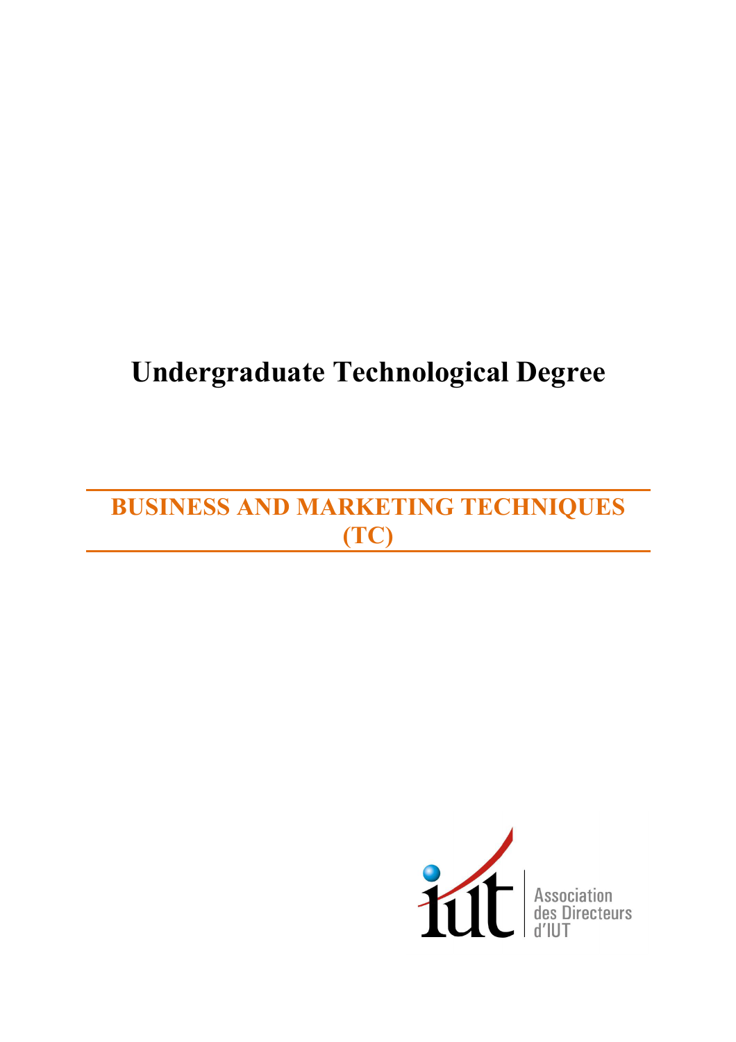# Undergraduate Technological Degree

## BUSINESS AND MARKETING TECHNIQUES (TC)

Association des Directeurs d'IUT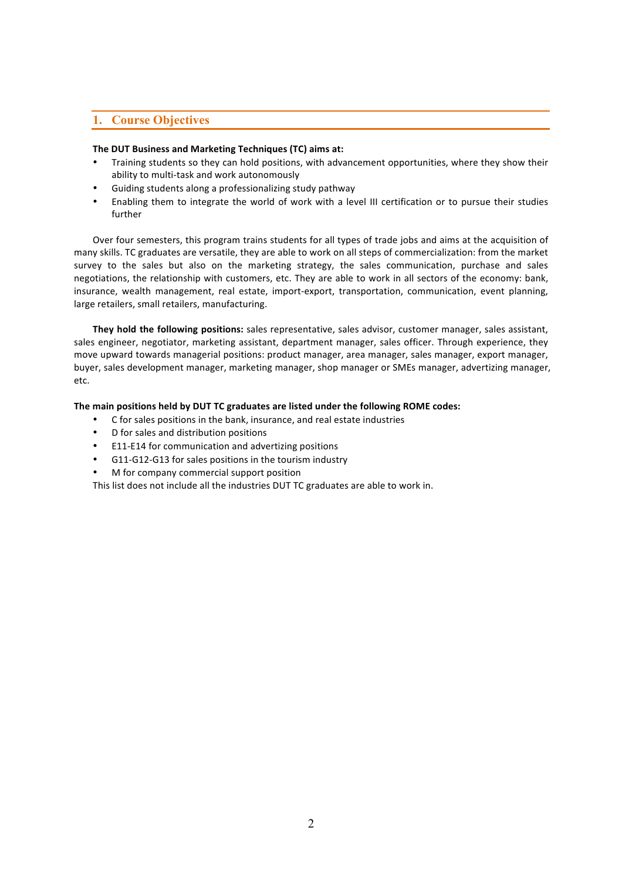## 1. Course Objectives

**The DUT Business and Marketing Techniques (TC) aims at:**

- Training students so they can hold positions, with advancement opportunities, where they show their ability to multi-task and work autonomously
- Guiding students along a professionalizing study pathway
- Enabling them to integrate the world of work with a level III certification or to pursue their studies further

Over four semesters, this program trains students for all types of trade jobs and aims at the acquisition of many skills. TC graduates are versatile, they are able to work on all steps of commercialization: from the market survey to the sales but also on the marketing strategy, the sales communication, purchase and sales negotiations, the relationship with customers, etc. They are able to work in all sectors of the economy: bank, insurance, wealth management, real estate, import-export, transportation, communication, event planning, large retailers, small retailers, manufacturing.

**They hold the following positions:** sales representative, sales advisor, customer manager, sales assistant, sales engineer, negotiator, marketing assistant, department manager, sales officer. Through experience, they move upward towards managerial positions: product manager, area manager, sales manager, export manager, buyer, sales development manager, marketing manager, shop manager or SMEs manager, advertizing manager, etc.

**The main positions held by DUT TC graduates are listed under the following ROME codes:**

- C for sales positions in the bank, insurance, and real estate industries
- D for sales and distribution positions
- E11-E14 for communication and advertizing positions
- G11-G12-G13 for sales positions in the tourism industry
- M for company commercial support position

This list does not include all the industries DUT TC graduates are able to work in.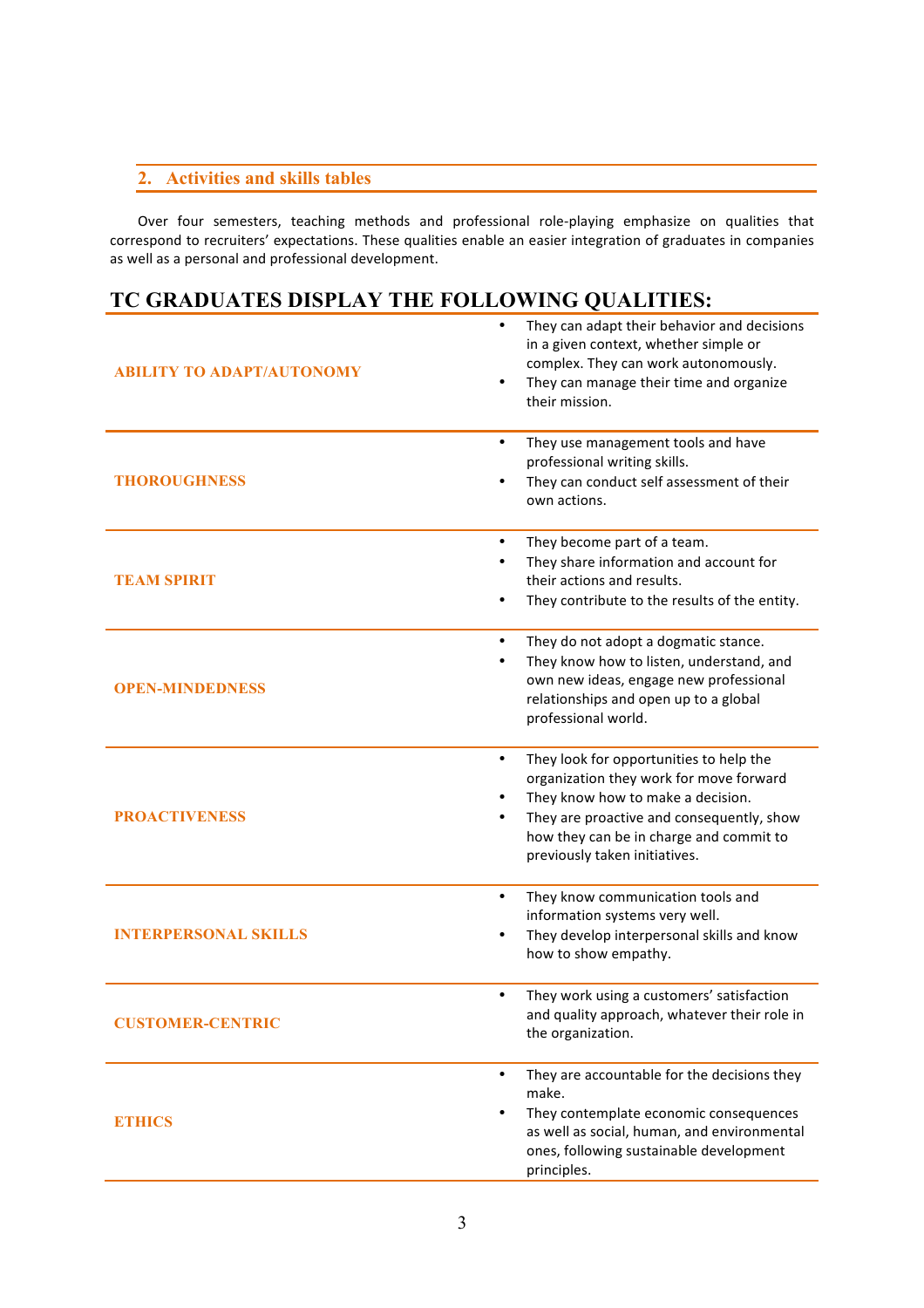## 2. Activities and skills tables

Over four semesters, teaching methods and professional role-playing emphasize on qualities that correspond to recruiters' expectations. These qualities enable an easier integration of graduates in companies as well as a personal and professional development.

# TC GRADUATES DISPLAY THE FOLLOWING QUALITIES:

| | |
|---|---|
| **ABILITY TO ADAPT/AUTONOMY** | • They can adapt their behavior and decisions in a given context, whether simple or complex. They can work autonomously.<br>• They can manage their time and organize their mission. |
| **THOROUGHNESS** | • They use management tools and have professional writing skills.<br>• They can conduct self assessment of their own actions. |
| **TEAM SPIRIT** | • They become part of a team.<br>• They share information and account for their actions and results.<br>• They contribute to the results of the entity. |
| **OPEN-MINDEDNESS** | • They do not adopt a dogmatic stance.<br>• They know how to listen, understand, and own new ideas, engage new professional relationships and open up to a global professional world. |
| **PROACTIVENESS** | • They look for opportunities to help the organization they work for move forward<br>• They know how to make a decision.<br>• They are proactive and consequently, show how they can be in charge and commit to previously taken initiatives. |
| **INTERPERSONAL SKILLS** | • They know communication tools and information systems very well.<br>• They develop interpersonal skills and know how to show empathy. |
| **CUSTOMER-CENTRIC** | • They work using a customers' satisfaction and quality approach, whatever their role in the organization. |
| **ETHICS** | • They are accountable for the decisions they make.<br>• They contemplate economic consequences as well as social, human, and environmental ones, following sustainable development principles. |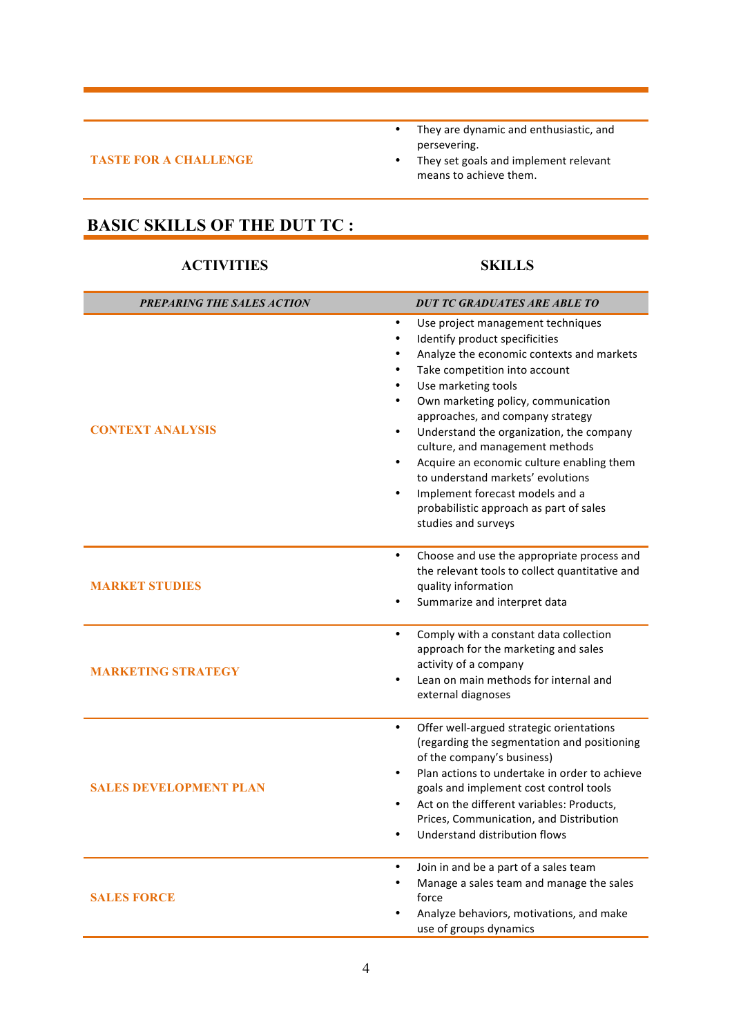| | |
|---|---|
| **TASTE FOR A CHALLENGE** | • They are dynamic and enthusiastic, and persevering.<br>• They set goals and implement relevant means to achieve them. |

## BASIC SKILLS OF THE DUT TC :

| ACTIVITIES | SKILLS |
|---|---|
| ***PREPARING THE SALES ACTION*** | ***DUT TC GRADUATES ARE ABLE TO*** |
| **CONTEXT ANALYSIS** | • Use project management techniques<br>• Identify product specificities<br>• Analyze the economic contexts and markets<br>• Take competition into account<br>• Use marketing tools<br>• Own marketing policy, communication approaches, and company strategy<br>• Understand the organization, the company culture, and management methods<br>• Acquire an economic culture enabling them to understand markets' evolutions<br>• Implement forecast models and a probabilistic approach as part of sales studies and surveys |
| **MARKET STUDIES** | • Choose and use the appropriate process and the relevant tools to collect quantitative and quality information<br>• Summarize and interpret data |
| **MARKETING STRATEGY** | • Comply with a constant data collection approach for the marketing and sales activity of a company<br>• Lean on main methods for internal and external diagnoses |
| **SALES DEVELOPMENT PLAN** | • Offer well-argued strategic orientations (regarding the segmentation and positioning of the company's business)<br>• Plan actions to undertake in order to achieve goals and implement cost control tools<br>• Act on the different variables: Products, Prices, Communication, and Distribution<br>• Understand distribution flows |
| **SALES FORCE** | • Join in and be a part of a sales team<br>• Manage a sales team and manage the sales force<br>• Analyze behaviors, motivations, and make use of groups dynamics |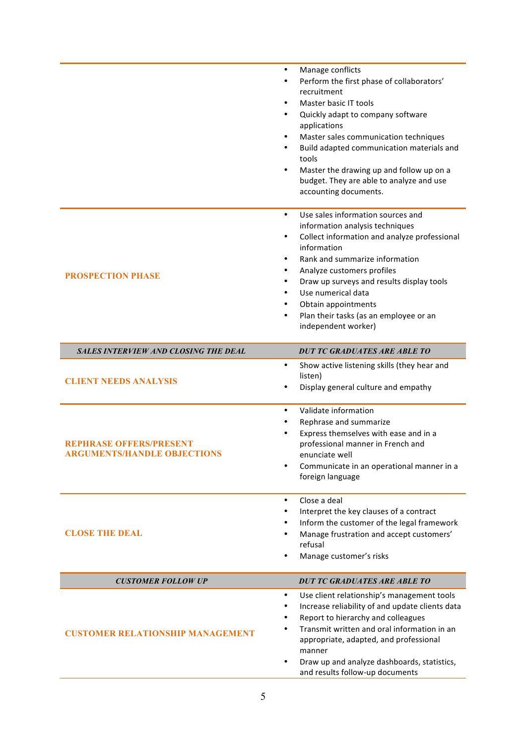| | |
|---|---|
| | • Manage conflicts<br>• Perform the first phase of collaborators' recruitment<br>• Master basic IT tools<br>• Quickly adapt to company software applications<br>• Master sales communication techniques<br>• Build adapted communication materials and tools<br>• Master the drawing up and follow up on a budget. They are able to analyze and use accounting documents. |
| **PROSPECTION PHASE** | • Use sales information sources and information analysis techniques<br>• Collect information and analyze professional information<br>• Rank and summarize information<br>• Analyze customers profiles<br>• Draw up surveys and results display tools<br>• Use numerical data<br>• Obtain appointments<br>• Plan their tasks (as an employee or an independent worker) |
| ***SALES INTERVIEW AND CLOSING THE DEAL*** | ***DUT TC GRADUATES ARE ABLE TO*** |
| **CLIENT NEEDS ANALYSIS** | • Show active listening skills (they hear and listen)<br>• Display general culture and empathy |
| **REPHRASE OFFERS/PRESENT ARGUMENTS/HANDLE OBJECTIONS** | • Validate information<br>• Rephrase and summarize<br>• Express themselves with ease and in a professional manner in French and enunciate well<br>• Communicate in an operational manner in a foreign language |
| **CLOSE THE DEAL** | • Close a deal<br>• Interpret the key clauses of a contract<br>• Inform the customer of the legal framework<br>• Manage frustration and accept customers' refusal<br>• Manage customer's risks |
| ***CUSTOMER FOLLOW UP*** | ***DUT TC GRADUATES ARE ABLE TO*** |
| **CUSTOMER RELATIONSHIP MANAGEMENT** | • Use client relationship's management tools<br>• Increase reliability of and update clients data<br>• Report to hierarchy and colleagues<br>• Transmit written and oral information in an appropriate, adapted, and professional manner<br>• Draw up and analyze dashboards, statistics, and results follow-up documents |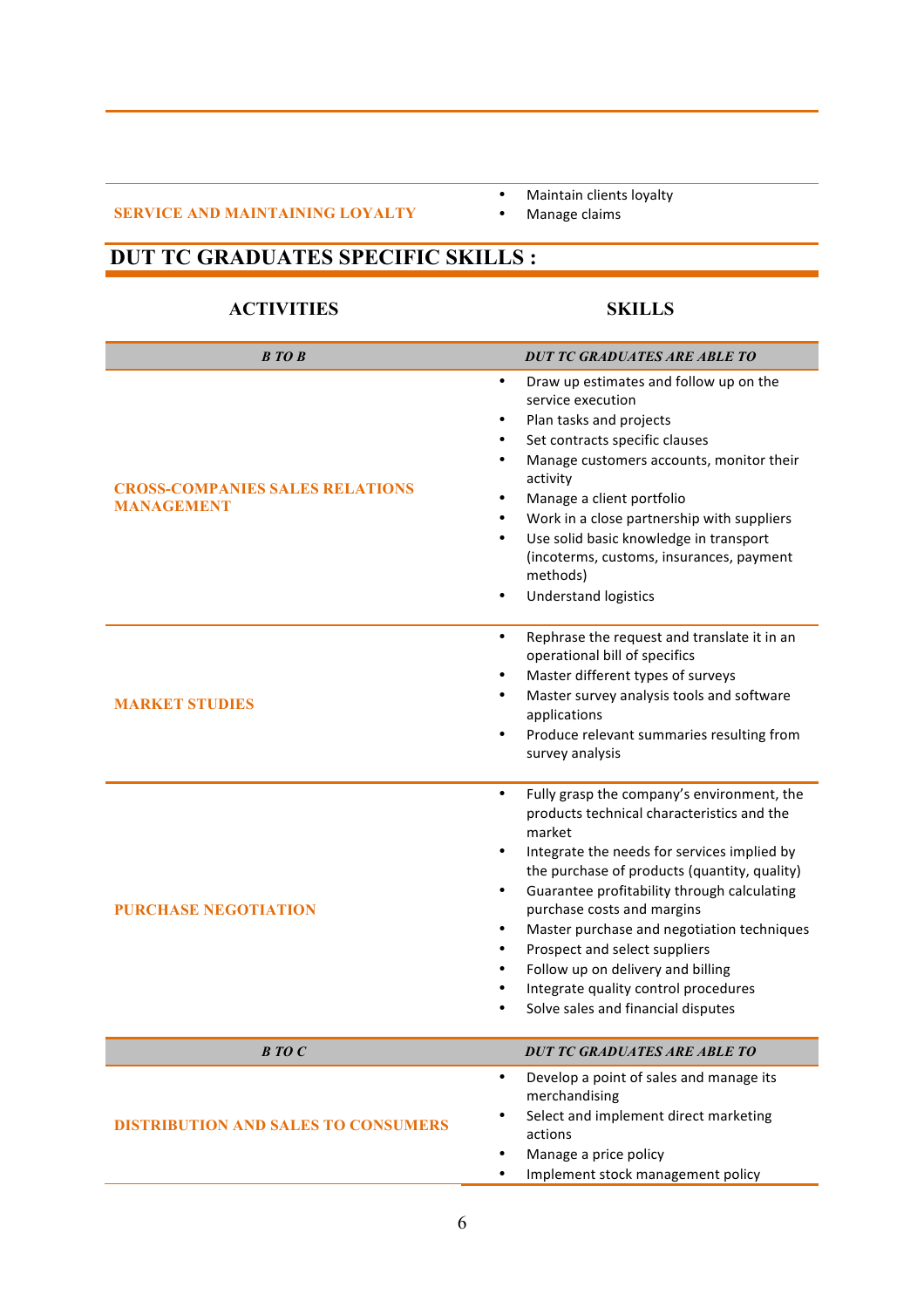| | |
|---|---|
| **SERVICE AND MAINTAINING LOYALTY** | • Maintain clients loyalty<br>• Manage claims |

## DUT TC GRADUATES SPECIFIC SKILLS :

| ACTIVITIES | SKILLS |
|---|---|
| ***B TO B*** | ***DUT TC GRADUATES ARE ABLE TO*** |
| **CROSS-COMPANIES SALES RELATIONS MANAGEMENT** | • Draw up estimates and follow up on the service execution<br>• Plan tasks and projects<br>• Set contracts specific clauses<br>• Manage customers accounts, monitor their activity<br>• Manage a client portfolio<br>• Work in a close partnership with suppliers<br>• Use solid basic knowledge in transport (incoterms, customs, insurances, payment methods)<br>• Understand logistics |
| **MARKET STUDIES** | • Rephrase the request and translate it in an operational bill of specifics<br>• Master different types of surveys<br>• Master survey analysis tools and software applications<br>• Produce relevant summaries resulting from survey analysis |
| **PURCHASE NEGOTIATION** | • Fully grasp the company's environment, the products technical characteristics and the market<br>• Integrate the needs for services implied by the purchase of products (quantity, quality)<br>• Guarantee profitability through calculating purchase costs and margins<br>• Master purchase and negotiation techniques<br>• Prospect and select suppliers<br>• Follow up on delivery and billing<br>• Integrate quality control procedures<br>• Solve sales and financial disputes |
| ***B TO C*** | ***DUT TC GRADUATES ARE ABLE TO*** |
| **DISTRIBUTION AND SALES TO CONSUMERS** | • Develop a point of sales and manage its merchandising<br>• Select and implement direct marketing actions<br>• Manage a price policy<br>• Implement stock management policy |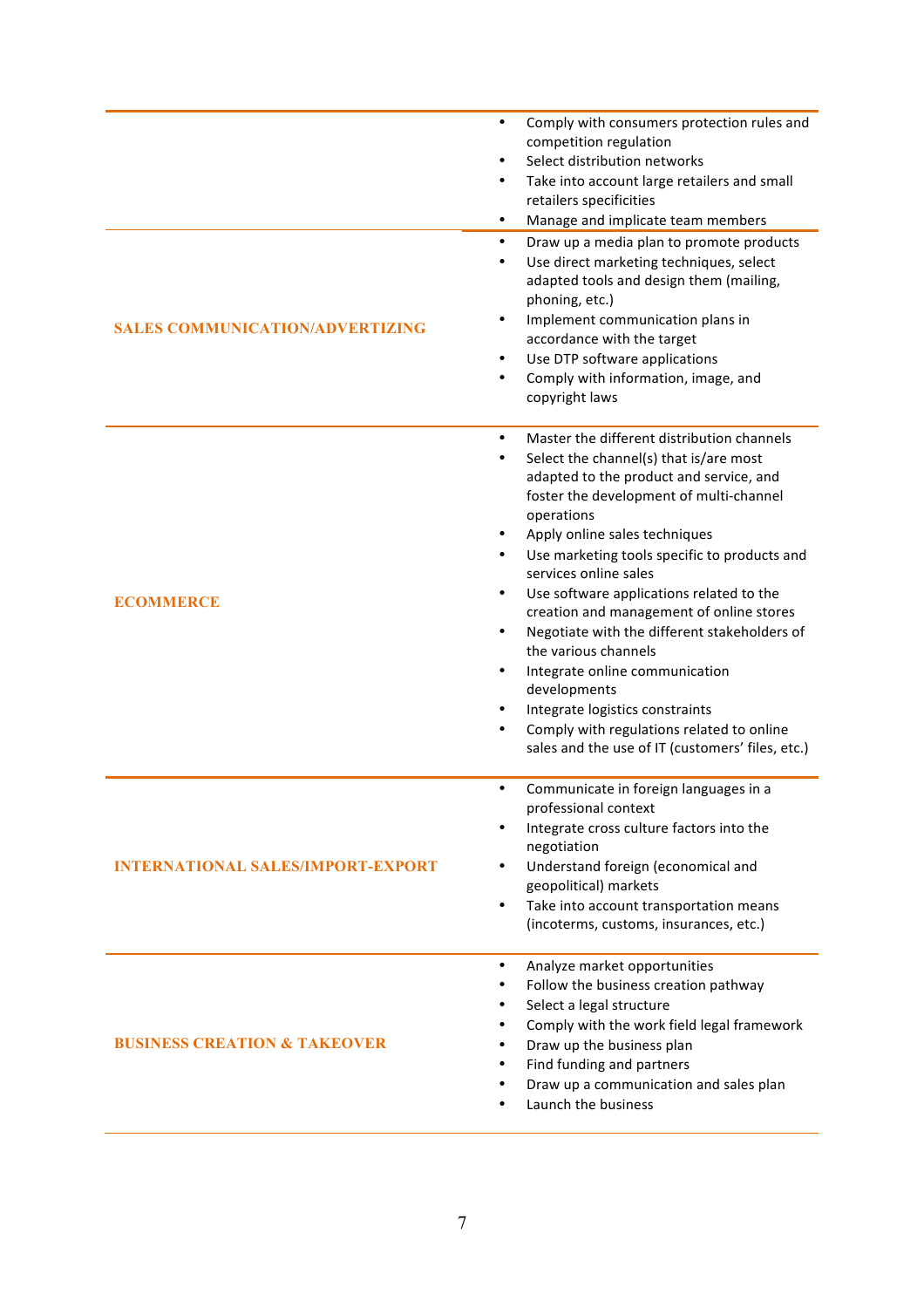| | |
|---|---|
| | • Comply with consumers protection rules and competition regulation<br>• Select distribution networks<br>• Take into account large retailers and small retailers specificities<br>• Manage and implicate team members |
| **SALES COMMUNICATION/ADVERTIZING** | • Draw up a media plan to promote products<br>• Use direct marketing techniques, select adapted tools and design them (mailing, phoning, etc.)<br>• Implement communication plans in accordance with the target<br>• Use DTP software applications<br>• Comply with information, image, and copyright laws |
| **ECOMMERCE** | • Master the different distribution channels<br>• Select the channel(s) that is/are most adapted to the product and service, and foster the development of multi-channel operations<br>• Apply online sales techniques<br>• Use marketing tools specific to products and services online sales<br>• Use software applications related to the creation and management of online stores<br>• Negotiate with the different stakeholders of the various channels<br>• Integrate online communication developments<br>• Integrate logistics constraints<br>• Comply with regulations related to online sales and the use of IT (customers' files, etc.) |
| **INTERNATIONAL SALES/IMPORT-EXPORT** | • Communicate in foreign languages in a professional context<br>• Integrate cross culture factors into the negotiation<br>• Understand foreign (economical and geopolitical) markets<br>• Take into account transportation means (incoterms, customs, insurances, etc.) |
| **BUSINESS CREATION & TAKEOVER** | • Analyze market opportunities<br>• Follow the business creation pathway<br>• Select a legal structure<br>• Comply with the work field legal framework<br>• Draw up the business plan<br>• Find funding and partners<br>• Draw up a communication and sales plan<br>• Launch the business |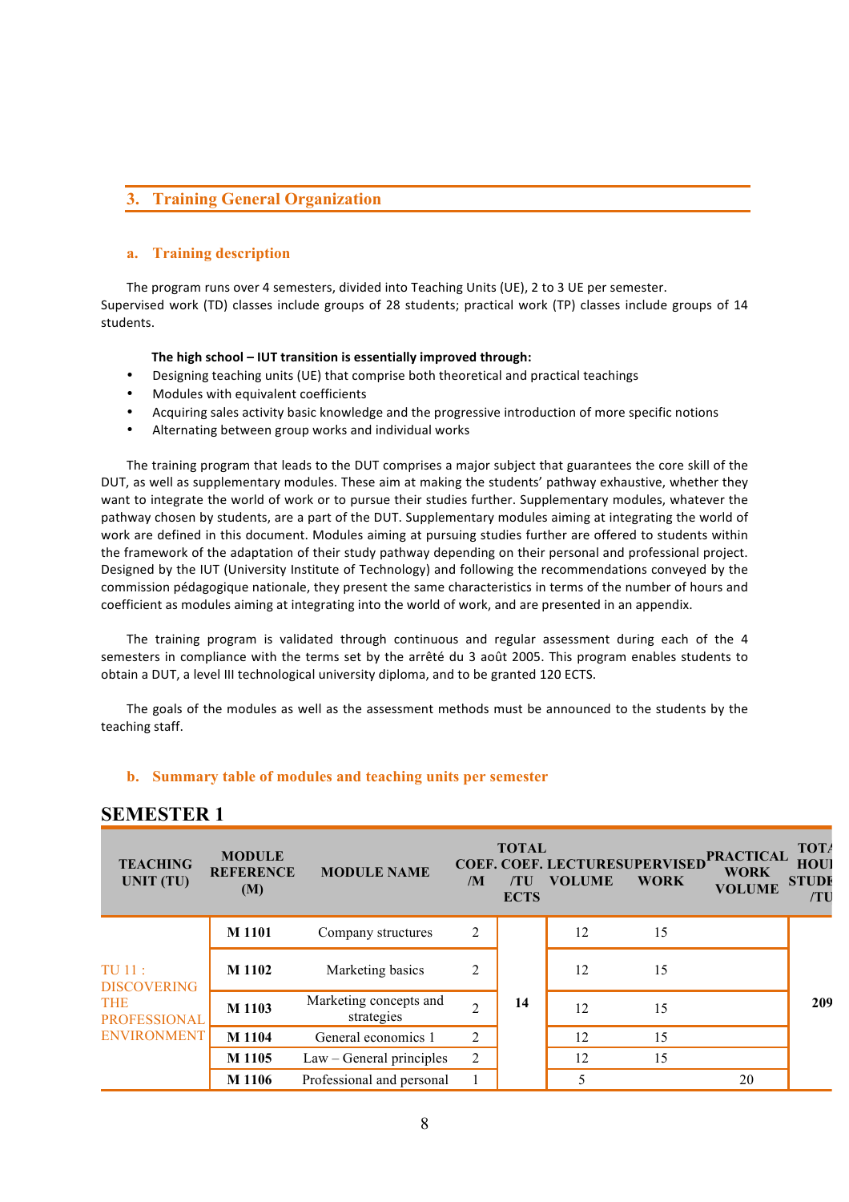## 3. Training General Organization

### a. Training description

The program runs over 4 semesters, divided into Teaching Units (UE), 2 to 3 UE per semester. Supervised work (TD) classes include groups of 28 students; practical work (TP) classes include groups of 14 students.

**The high school – IUT transition is essentially improved through:**

- Designing teaching units (UE) that comprise both theoretical and practical teachings
- Modules with equivalent coefficients
- Acquiring sales activity basic knowledge and the progressive introduction of more specific notions
- Alternating between group works and individual works

The training program that leads to the DUT comprises a major subject that guarantees the core skill of the DUT, as well as supplementary modules. These aim at making the students' pathway exhaustive, whether they want to integrate the world of work or to pursue their studies further. Supplementary modules, whatever the pathway chosen by students, are a part of the DUT. Supplementary modules aiming at integrating the world of work are defined in this document. Modules aiming at pursuing studies further are offered to students within the framework of the adaptation of their study pathway depending on their personal and professional project. Designed by the IUT (University Institute of Technology) and following the recommendations conveyed by the commission pédagogique nationale, they present the same characteristics in terms of the number of hours and coefficient as modules aiming at integrating into the world of work, and are presented in an appendix.

The training program is validated through continuous and regular assessment during each of the 4 semesters in compliance with the terms set by the arrêté du 3 août 2005. This program enables students to obtain a DUT, a level III technological university diploma, and to be granted 120 ECTS.

The goals of the modules as well as the assessment methods must be announced to the students by the teaching staff.

### b. Summary table of modules and teaching units per semester

## SEMESTER 1

| TEACHING UNIT (TU) | MODULE REFERENCE (M) | MODULE NAME | COEF. /M | TOTAL COEF. /TU ECTS | LECTURE VOLUME | SUPERVISED WORK | PRACTICAL WORK VOLUME | TOTA HOU STUDE /TU |
|---|---|---|---|---|---|---|---|---|
| TU 11 : DISCOVERING THE PROFESSIONAL ENVIRONMENT | M 1101 | Company structures | 2 | 14 | 12 | 15 | | 209 |
| | M 1102 | Marketing basics | 2 | | 12 | 15 | | |
| | M 1103 | Marketing concepts and strategies | 2 | | 12 | 15 | | |
| | M 1104 | General economics 1 | 2 | | 12 | 15 | | |
| | M 1105 | Law – General principles | 2 | | 12 | 15 | | |
| | M 1106 | Professional and personal | 1 | | 5 | | 20 | |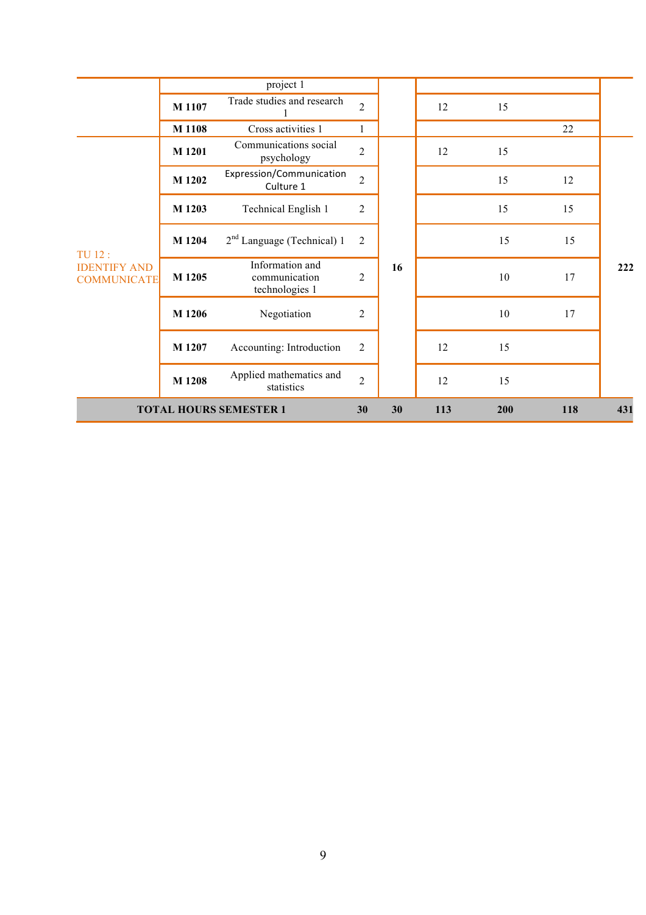| | | | | | | | | |
|---|---|---|---|---|---|---|---|---|
| | | project 1 | | | | | | |
| | M 1107 | Trade studies and research 1 | 2 | | 12 | 15 | | |
| | M 1108 | Cross activities 1 | 1 | | | | 22 | |
| TU 12 : IDENTIFY AND COMMUNICATE | M 1201 | Communications social psychology | 2 | 16 | 12 | 15 | | 222 |
| | M 1202 | Expression/Communication Culture 1 | 2 | | | 15 | 12 | |
| | M 1203 | Technical English 1 | 2 | | | 15 | 15 | |
| | M 1204 | 2nd Language (Technical) 1 | 2 | | | 15 | 15 | |
| | M 1205 | Information and communication technologies 1 | 2 | | | 10 | 17 | |
| | M 1206 | Negotiation | 2 | | | 10 | 17 | |
| | M 1207 | Accounting: Introduction | 2 | | 12 | 15 | | |
| | M 1208 | Applied mathematics and statistics | 2 | | 12 | 15 | | |
| **TOTAL HOURS SEMESTER 1** | | | **30** | **30** | **113** | **200** | **118** | **431** |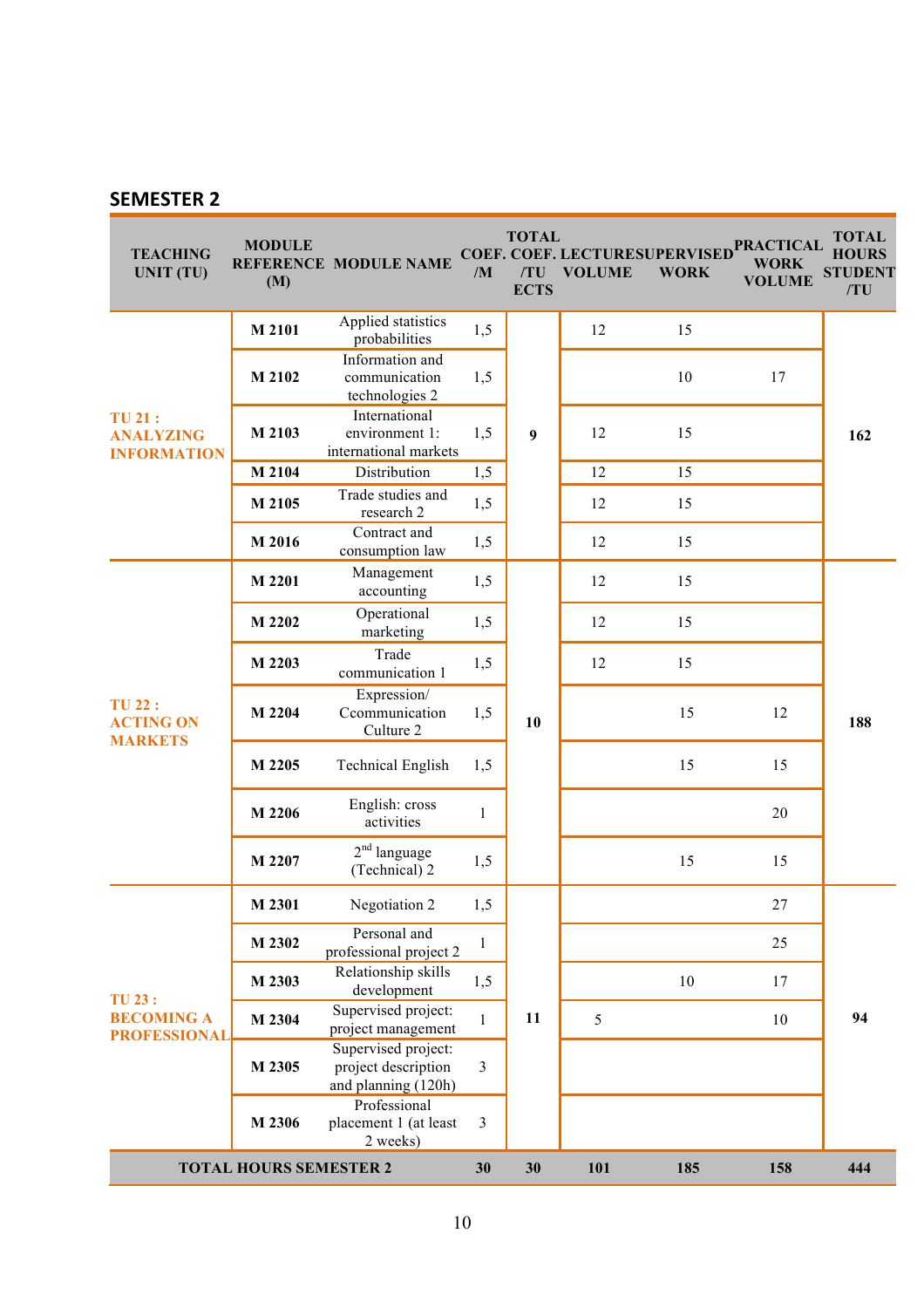## SEMESTER 2

| TEACHING UNIT (TU) | MODULE REFERENCE (M) | MODULE NAME | COEF. /M | TOTAL COEF. /TU ECTS | LECTURE VOLUME | SUPERVISED WORK | PRACTICAL WORK VOLUME | TOTAL HOURS STUDENT /TU |
|---|---|---|---|---|---|---|---|---|
| **TU 21 : ANALYZING INFORMATION** | **M 2101** | Applied statistics probabilities | 1,5 | **9** | 12 | 15 | | **162** |
| | **M 2102** | Information and communication technologies 2 | 1,5 | | | 10 | 17 | |
| | **M 2103** | International environment 1: international markets | 1,5 | | 12 | 15 | | |
| | **M 2104** | Distribution | 1,5 | | 12 | 15 | | |
| | **M 2105** | Trade studies and research 2 | 1,5 | | 12 | 15 | | |
| | **M 2016** | Contract and consumption law | 1,5 | | 12 | 15 | | |
| **TU 22 : ACTING ON MARKETS** | **M 2201** | Management accounting | 1,5 | **10** | 12 | 15 | | **188** |
| | **M 2202** | Operational marketing | 1,5 | | 12 | 15 | | |
| | **M 2203** | Trade communication 1 | 1,5 | | 12 | 15 | | |
| | **M 2204** | Expression/ Ccommunication Culture 2 | 1,5 | | | 15 | 12 | |
| | **M 2205** | Technical English | 1,5 | | | 15 | 15 | |
| | **M 2206** | English: cross activities | 1 | | | | 20 | |
| | **M 2207** | 2nd language (Technical) 2 | 1,5 | | | 15 | 15 | |
| **TU 23 : BECOMING A PROFESSIONAL** | **M 2301** | Negotiation 2 | 1,5 | **11** | | | 27 | **94** |
| | **M 2302** | Personal and professional project 2 | 1 | | | | 25 | |
| | **M 2303** | Relationship skills development | 1,5 | | | 10 | 17 | |
| | **M 2304** | Supervised project: project management | 1 | | 5 | | 10 | |
| | **M 2305** | Supervised project: project description and planning (120h) | 3 | | | | | |
| | **M 2306** | Professional placement 1 (at least 2 weeks) | 3 | | | | | |
| **TOTAL HOURS SEMESTER 2** | | | **30** | **30** | **101** | **185** | **158** | **444** |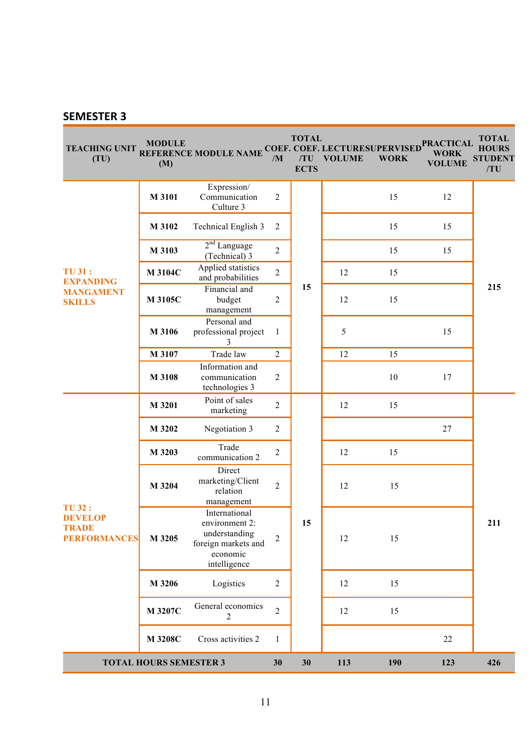## SEMESTER 3

| TEACHING UNIT (TU) | MODULE REFERENCE (M) | MODULE NAME | COEF. /M | TOTAL COEF. /TU ECTS | LECTURE VOLUME | SUPERVISED WORK | PRACTICAL WORK VOLUME | TOTAL HOURS STUDENT /TU |
|---|---|---|---|---|---|---|---|---|
| TU 31 : EXPANDING MANGAMENT SKILLS | M 3101 | Expression/ Communication Culture 3 | 2 | 15 | | 15 | 12 | 215 |
| | M 3102 | Technical English 3 | 2 | | | 15 | 15 | |
| | M 3103 | 2nd Language (Technical) 3 | 2 | | | 15 | 15 | |
| | M 3104C | Applied statistics and probabilities | 2 | | 12 | 15 | | |
| | M 3105C | Financial and budget management | 2 | | 12 | 15 | | |
| | M 3106 | Personal and professional project 3 | 1 | | 5 | | 15 | |
| | M 3107 | Trade law | 2 | | 12 | 15 | | |
| | M 3108 | Information and communication technologies 3 | 2 | | | 10 | 17 | |
| TU 32 : DEVELOP TRADE PERFORMANCES | M 3201 | Point of sales marketing | 2 | 15 | 12 | 15 | | 211 |
| | M 3202 | Negotiation 3 | 2 | | | | 27 | |
| | M 3203 | Trade communication 2 | 2 | | 12 | 15 | | |
| | M 3204 | Direct marketing/Client relation management | 2 | | 12 | 15 | | |
| | M 3205 | International environment 2: understanding foreign markets and economic intelligence | 2 | | 12 | 15 | | |
| | M 3206 | Logistics | 2 | | 12 | 15 | | |
| | M 3207C | General economics 2 | 2 | | 12 | 15 | | |
| | M 3208C | Cross activities 2 | 1 | | | | 22 | |
| **TOTAL HOURS SEMESTER 3** | | | **30** | **30** | **113** | **190** | **123** | **426** |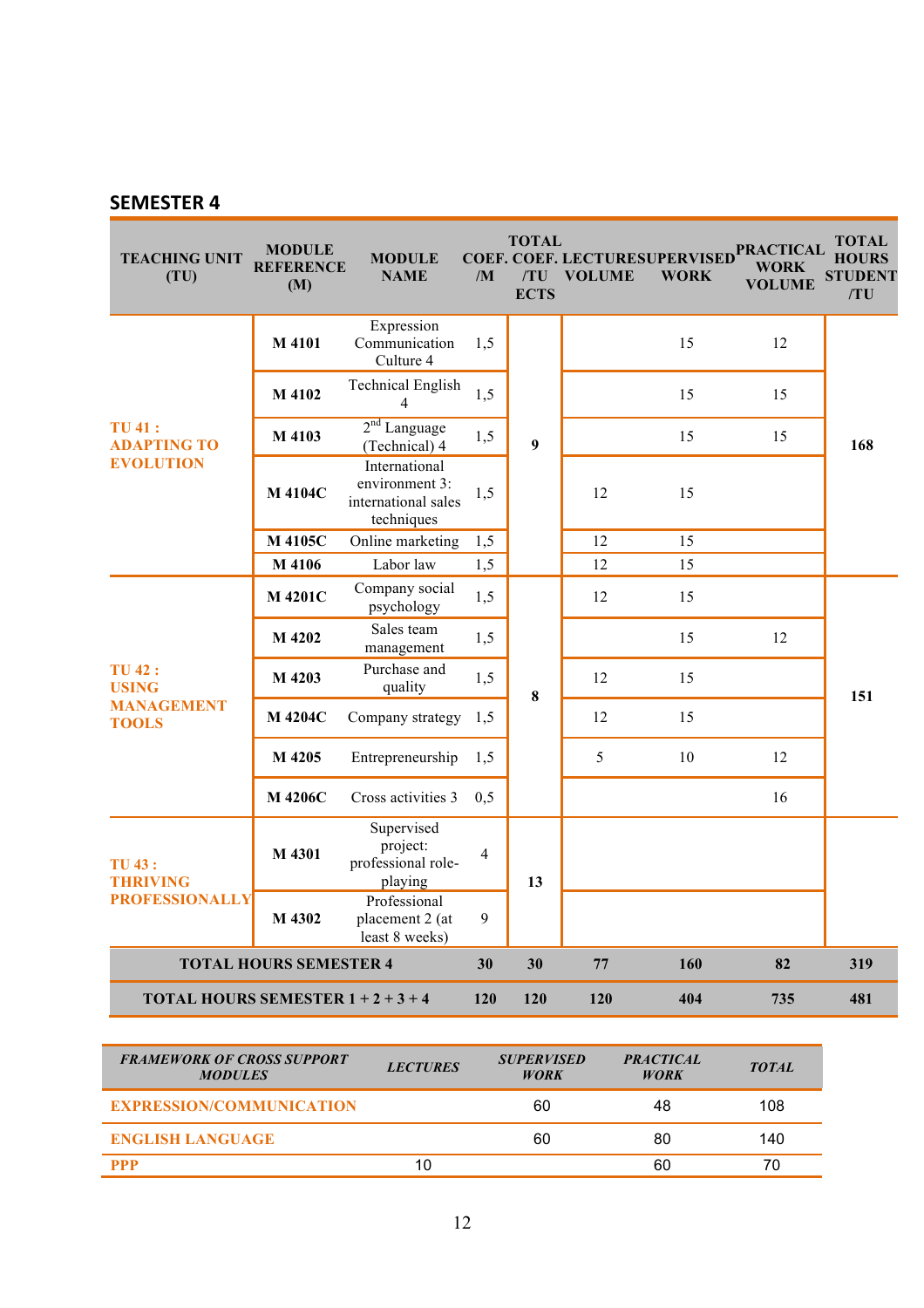## SEMESTER 4

| TEACHING UNIT (TU) | MODULE REFERENCE (M) | MODULE NAME | COEF. /M | TOTAL COEF. /TU ECTS | LECTURE VOLUME | SUPERVISED WORK | PRACTICAL WORK VOLUME | TOTAL HOURS STUDENT /TU |
|---|---|---|---|---|---|---|---|---|
| TU 41 : ADAPTING TO EVOLUTION | M 4101 | Expression Communication Culture 4 | 1,5 | 9 | | 15 | 12 | 168 |
| | M 4102 | Technical English 4 | 1,5 | | | 15 | 15 | |
| | M 4103 | 2nd Language (Technical) 4 | 1,5 | | | 15 | 15 | |
| | M 4104C | International environment 3: international sales techniques | 1,5 | | 12 | 15 | | |
| | M 4105C | Online marketing | 1,5 | | 12 | 15 | | |
| | M 4106 | Labor law | 1,5 | | 12 | 15 | | |
| TU 42 : USING MANAGEMENT TOOLS | M 4201C | Company social psychology | 1,5 | 8 | 12 | 15 | | 151 |
| | M 4202 | Sales team management | 1,5 | | | 15 | 12 | |
| | M 4203 | Purchase and quality | 1,5 | | 12 | 15 | | |
| | M 4204C | Company strategy | 1,5 | | 12 | 15 | | |
| | M 4205 | Entrepreneurship | 1,5 | | 5 | 10 | 12 | |
| | M 4206C | Cross activities 3 | 0,5 | | | | 16 | |
| TU 43 : THRIVING PROFESSIONALLY | M 4301 | Supervised project: professional role-playing | 4 | 13 | | | | |
| | M 4302 | Professional placement 2 (at least 8 weeks) | 9 | | | | | |
| **TOTAL HOURS SEMESTER 4** | | | **30** | **30** | **77** | **160** | **82** | **319** |
| **TOTAL HOURS SEMESTER 1 + 2 + 3 + 4** | | | **120** | **120** | **120** | **404** | **735** | **481** |

| *FRAMEWORK OF CROSS SUPPORT MODULES* | *LECTURES* | *SUPERVISED WORK* | *PRACTICAL WORK* | *TOTAL* |
|---|---|---|---|---|
| EXPRESSION/COMMUNICATION | | 60 | 48 | 108 |
| ENGLISH LANGUAGE | | 60 | 80 | 140 |
| PPP | 10 | | 60 | 70 |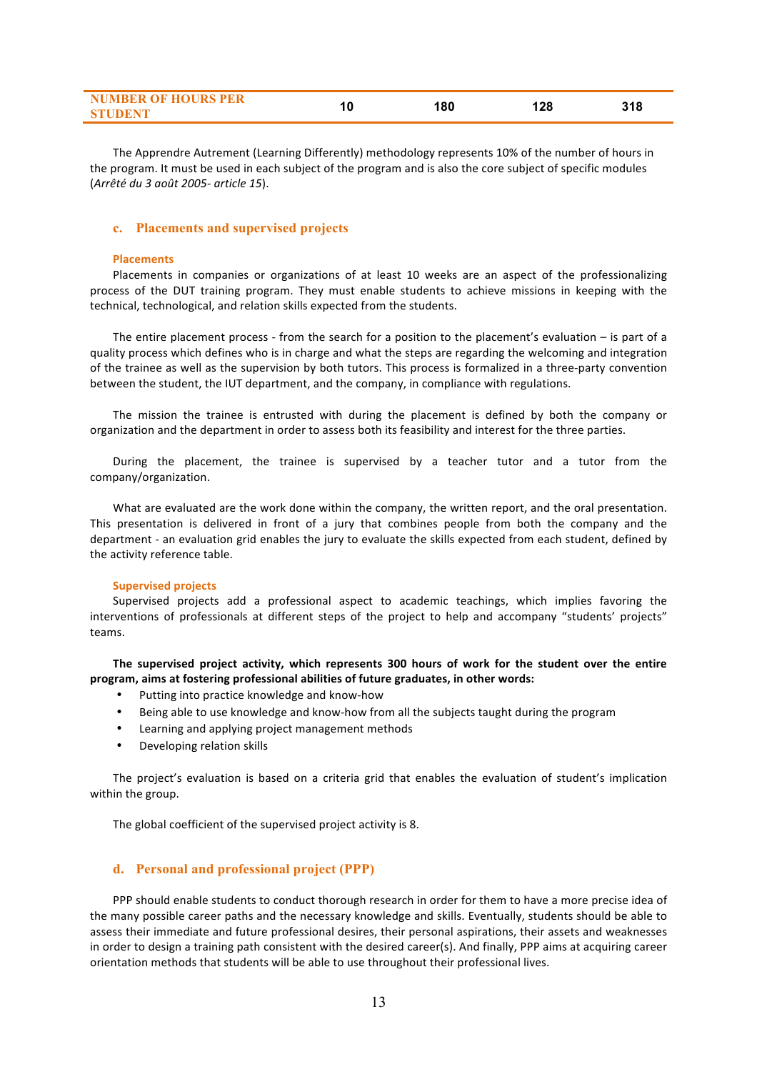| NUMBER OF HOURS PER STUDENT | 10 | 180 | 128 | 318 |
|---|---|---|---|---|

The Apprendre Autrement (Learning Differently) methodology represents 10% of the number of hours in the program. It must be used in each subject of the program and is also the core subject of specific modules (*Arrêté du 3 août 2005- article 15*).

### c. Placements and supervised projects

#### Placements

Placements in companies or organizations of at least 10 weeks are an aspect of the professionalizing process of the DUT training program. They must enable students to achieve missions in keeping with the technical, technological, and relation skills expected from the students.

The entire placement process - from the search for a position to the placement's evaluation – is part of a quality process which defines who is in charge and what the steps are regarding the welcoming and integration of the trainee as well as the supervision by both tutors. This process is formalized in a three-party convention between the student, the IUT department, and the company, in compliance with regulations.

The mission the trainee is entrusted with during the placement is defined by both the company or organization and the department in order to assess both its feasibility and interest for the three parties.

During the placement, the trainee is supervised by a teacher tutor and a tutor from the company/organization.

What are evaluated are the work done within the company, the written report, and the oral presentation. This presentation is delivered in front of a jury that combines people from both the company and the department - an evaluation grid enables the jury to evaluate the skills expected from each student, defined by the activity reference table.

#### Supervised projects

Supervised projects add a professional aspect to academic teachings, which implies favoring the interventions of professionals at different steps of the project to help and accompany "students' projects" teams.

**The supervised project activity, which represents 300 hours of work for the student over the entire program, aims at fostering professional abilities of future graduates, in other words:**

- Putting into practice knowledge and know-how
- Being able to use knowledge and know-how from all the subjects taught during the program
- Learning and applying project management methods
- Developing relation skills

The project's evaluation is based on a criteria grid that enables the evaluation of student's implication within the group.

The global coefficient of the supervised project activity is 8.

### d. Personal and professional project (PPP)

PPP should enable students to conduct thorough research in order for them to have a more precise idea of the many possible career paths and the necessary knowledge and skills. Eventually, students should be able to assess their immediate and future professional desires, their personal aspirations, their assets and weaknesses in order to design a training path consistent with the desired career(s). And finally, PPP aims at acquiring career orientation methods that students will be able to use throughout their professional lives.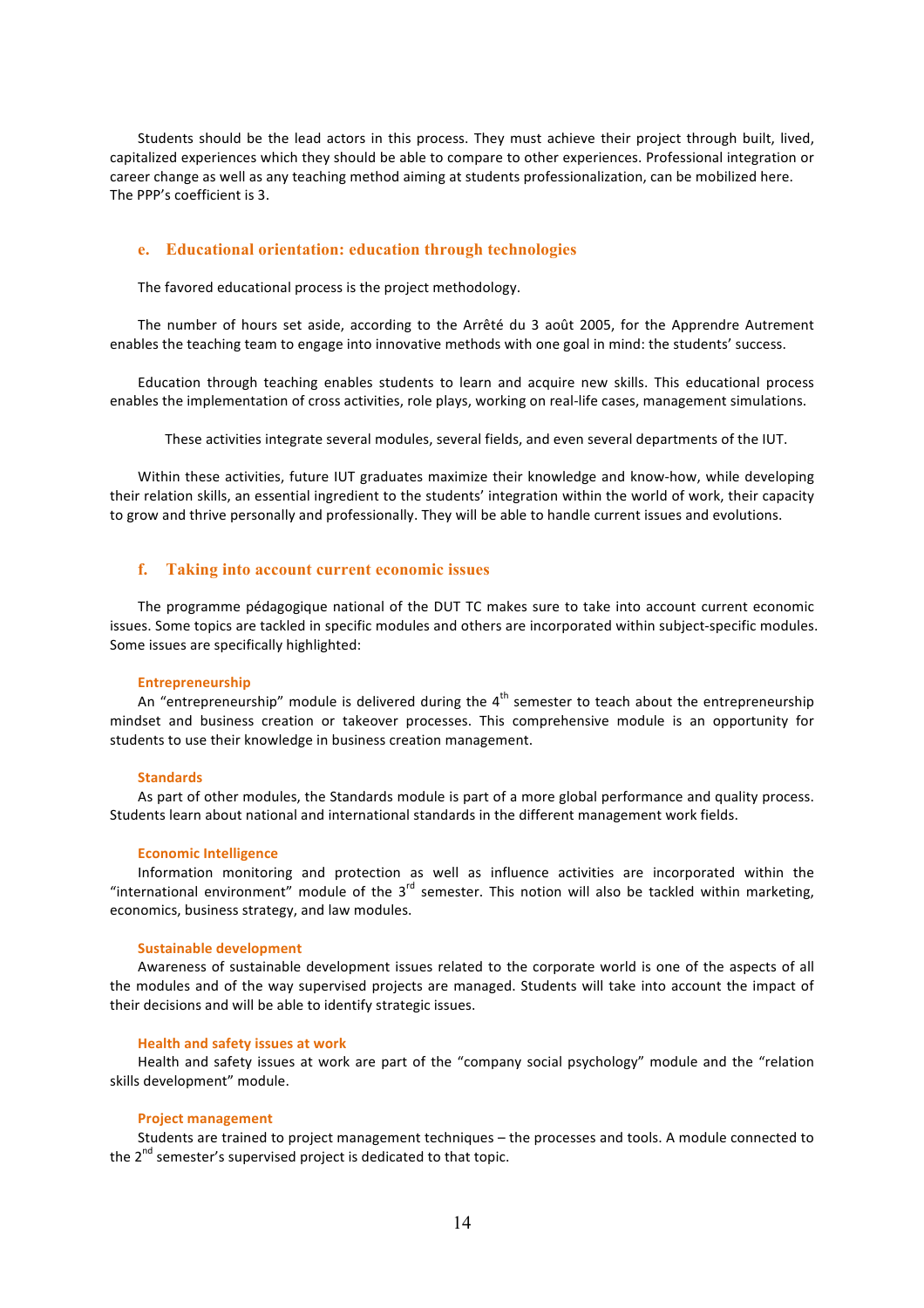Students should be the lead actors in this process. They must achieve their project through built, lived, capitalized experiences which they should be able to compare to other experiences. Professional integration or career change as well as any teaching method aiming at students professionalization, can be mobilized here. The PPP's coefficient is 3.

### e. Educational orientation: education through technologies

The favored educational process is the project methodology.

The number of hours set aside, according to the Arrêté du 3 août 2005, for the Apprendre Autrement enables the teaching team to engage into innovative methods with one goal in mind: the students' success.

Education through teaching enables students to learn and acquire new skills. This educational process enables the implementation of cross activities, role plays, working on real-life cases, management simulations.

These activities integrate several modules, several fields, and even several departments of the IUT.

Within these activities, future IUT graduates maximize their knowledge and know-how, while developing their relation skills, an essential ingredient to the students' integration within the world of work, their capacity to grow and thrive personally and professionally. They will be able to handle current issues and evolutions.

### f. Taking into account current economic issues

The programme pédagogique national of the DUT TC makes sure to take into account current economic issues. Some topics are tackled in specific modules and others are incorporated within subject-specific modules. Some issues are specifically highlighted:

#### Entrepreneurship

An "entrepreneurship" module is delivered during the 4th semester to teach about the entrepreneurship mindset and business creation or takeover processes. This comprehensive module is an opportunity for students to use their knowledge in business creation management.

#### Standards

As part of other modules, the Standards module is part of a more global performance and quality process. Students learn about national and international standards in the different management work fields.

#### Economic Intelligence

Information monitoring and protection as well as influence activities are incorporated within the "international environment" module of the 3rd semester. This notion will also be tackled within marketing, economics, business strategy, and law modules.

#### Sustainable development

Awareness of sustainable development issues related to the corporate world is one of the aspects of all the modules and of the way supervised projects are managed. Students will take into account the impact of their decisions and will be able to identify strategic issues.

#### Health and safety issues at work

Health and safety issues at work are part of the "company social psychology" module and the "relation skills development" module.

#### Project management

Students are trained to project management techniques – the processes and tools. A module connected to the 2nd semester's supervised project is dedicated to that topic.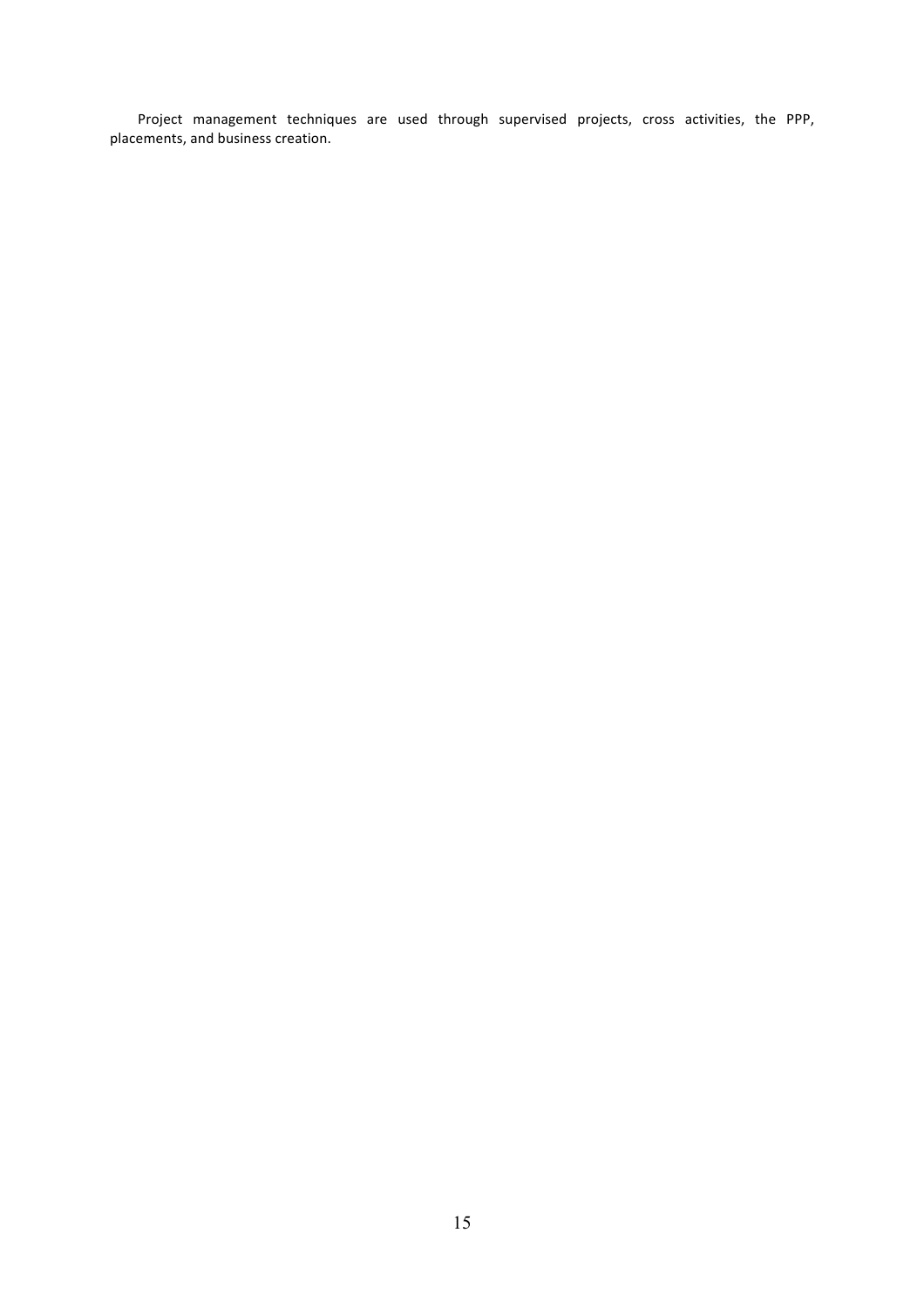Project management techniques are used through supervised projects, cross activities, the PPP, placements, and business creation.